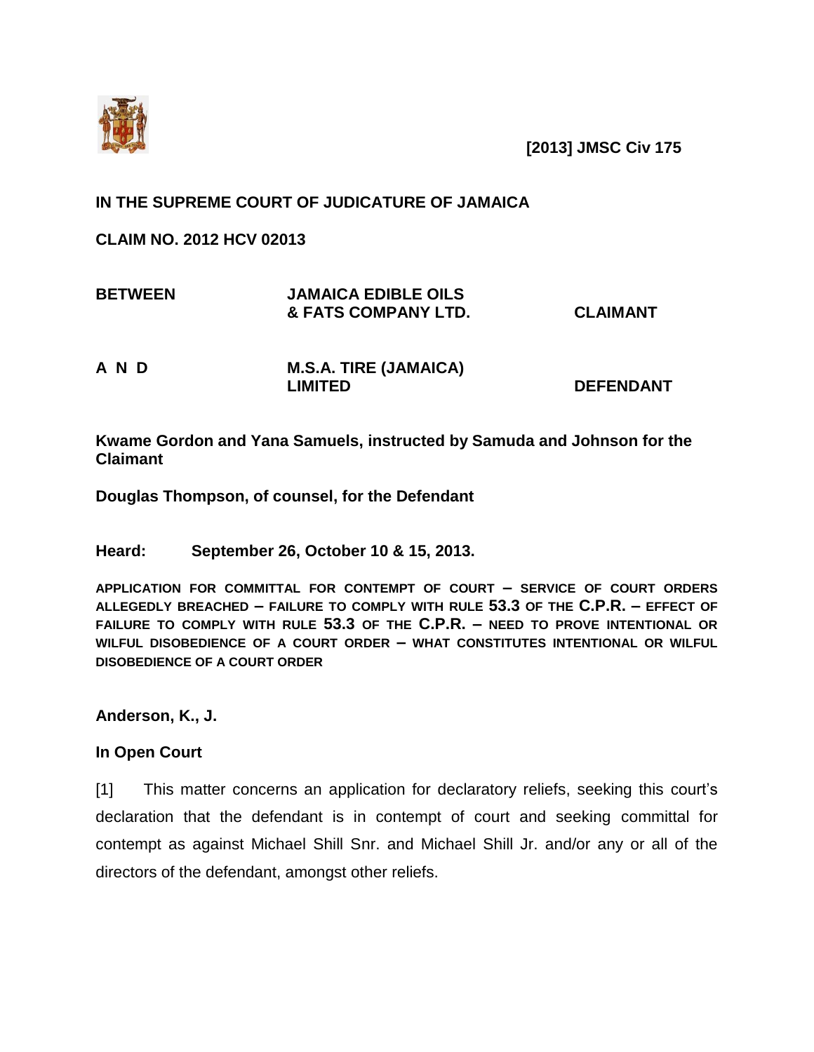**[2013] JMSC Civ 175**

**IN THE SUPREME COURT OF JUDICATURE OF JAMAICA**

**CLAIM NO. 2012 HCV 02013**

| | | |
|---|---|---|
| **BETWEEN** | **JAMAICA EDIBLE OILS & FATS COMPANY LTD.** | **CLAIMANT** |
| **A N D** | **M.S.A. TIRE (JAMAICA) LIMITED** | **DEFENDANT** |

**Kwame Gordon and Yana Samuels, instructed by Samuda and Johnson for the Claimant**

**Douglas Thompson, of counsel, for the Defendant**

**Heard: September 26, October 10 & 15, 2013.**

**APPLICATION FOR COMMITTAL FOR CONTEMPT OF COURT – SERVICE OF COURT ORDERS ALLEGEDLY BREACHED – FAILURE TO COMPLY WITH RULE 53.3 OF THE C.P.R. – EFFECT OF FAILURE TO COMPLY WITH RULE 53.3 OF THE C.P.R. – NEED TO PROVE INTENTIONAL OR WILFUL DISOBEDIENCE OF A COURT ORDER – WHAT CONSTITUTES INTENTIONAL OR WILFUL DISOBEDIENCE OF A COURT ORDER**

**Anderson, K., J.**

**In Open Court**

[1] This matter concerns an application for declaratory reliefs, seeking this court's declaration that the defendant is in contempt of court and seeking committal for contempt as against Michael Shill Snr. and Michael Shill Jr. and/or any or all of the directors of the defendant, amongst other reliefs.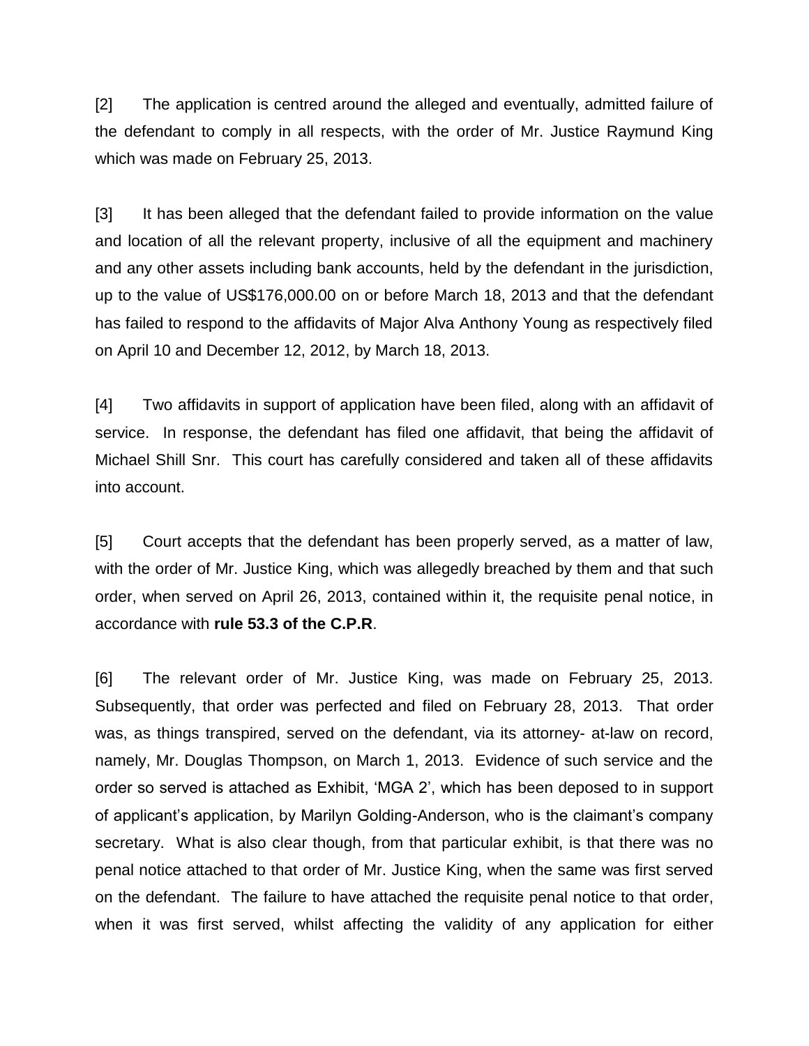[2] The application is centred around the alleged and eventually, admitted failure of the defendant to comply in all respects, with the order of Mr. Justice Raymund King which was made on February 25, 2013.

[3] It has been alleged that the defendant failed to provide information on the value and location of all the relevant property, inclusive of all the equipment and machinery and any other assets including bank accounts, held by the defendant in the jurisdiction, up to the value of US$176,000.00 on or before March 18, 2013 and that the defendant has failed to respond to the affidavits of Major Alva Anthony Young as respectively filed on April 10 and December 12, 2012, by March 18, 2013.

[4] Two affidavits in support of application have been filed, along with an affidavit of service. In response, the defendant has filed one affidavit, that being the affidavit of Michael Shill Snr. This court has carefully considered and taken all of these affidavits into account.

[5] Court accepts that the defendant has been properly served, as a matter of law, with the order of Mr. Justice King, which was allegedly breached by them and that such order, when served on April 26, 2013, contained within it, the requisite penal notice, in accordance with **rule 53.3 of the C.P.R**.

[6] The relevant order of Mr. Justice King, was made on February 25, 2013. Subsequently, that order was perfected and filed on February 28, 2013. That order was, as things transpired, served on the defendant, via its attorney- at-law on record, namely, Mr. Douglas Thompson, on March 1, 2013. Evidence of such service and the order so served is attached as Exhibit, 'MGA 2', which has been deposed to in support of applicant's application, by Marilyn Golding-Anderson, who is the claimant's company secretary. What is also clear though, from that particular exhibit, is that there was no penal notice attached to that order of Mr. Justice King, when the same was first served on the defendant. The failure to have attached the requisite penal notice to that order, when it was first served, whilst affecting the validity of any application for either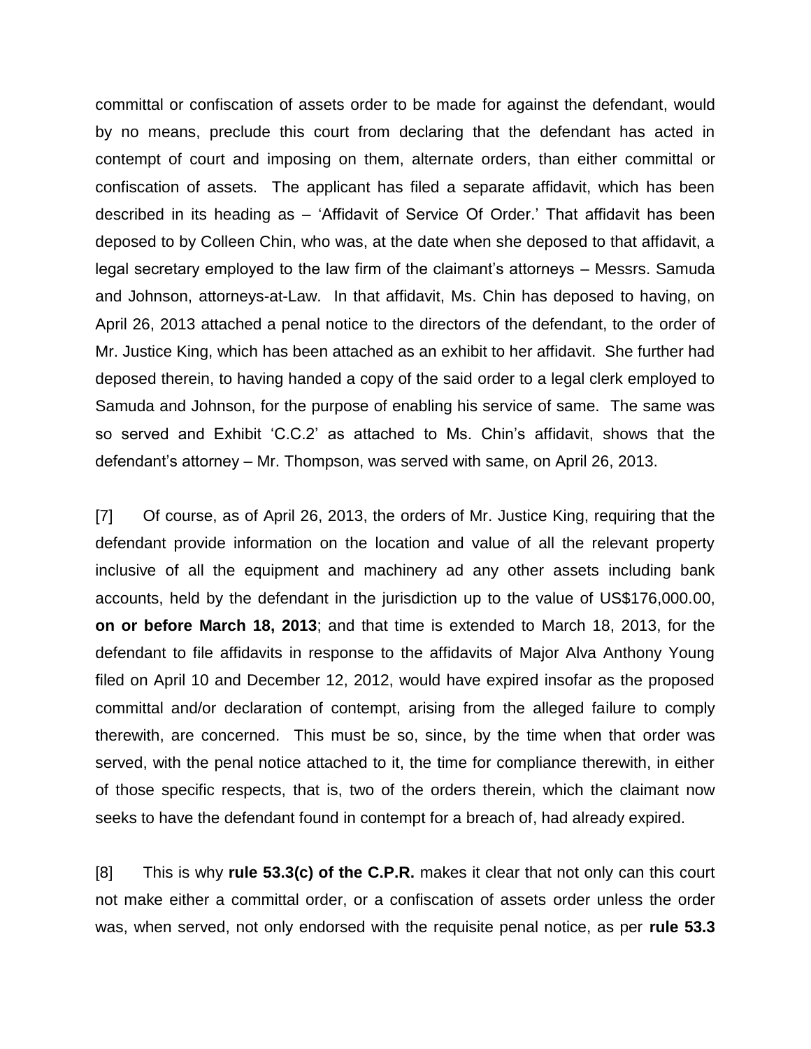committal or confiscation of assets order to be made for against the defendant, would by no means, preclude this court from declaring that the defendant has acted in contempt of court and imposing on them, alternate orders, than either committal or confiscation of assets. The applicant has filed a separate affidavit, which has been described in its heading as – 'Affidavit of Service Of Order.' That affidavit has been deposed to by Colleen Chin, who was, at the date when she deposed to that affidavit, a legal secretary employed to the law firm of the claimant's attorneys – Messrs. Samuda and Johnson, attorneys-at-Law. In that affidavit, Ms. Chin has deposed to having, on April 26, 2013 attached a penal notice to the directors of the defendant, to the order of Mr. Justice King, which has been attached as an exhibit to her affidavit. She further had deposed therein, to having handed a copy of the said order to a legal clerk employed to Samuda and Johnson, for the purpose of enabling his service of same. The same was so served and Exhibit 'C.C.2' as attached to Ms. Chin's affidavit, shows that the defendant's attorney – Mr. Thompson, was served with same, on April 26, 2013.

[7] Of course, as of April 26, 2013, the orders of Mr. Justice King, requiring that the defendant provide information on the location and value of all the relevant property inclusive of all the equipment and machinery ad any other assets including bank accounts, held by the defendant in the jurisdiction up to the value of US$176,000.00, **on or before March 18, 2013**; and that time is extended to March 18, 2013, for the defendant to file affidavits in response to the affidavits of Major Alva Anthony Young filed on April 10 and December 12, 2012, would have expired insofar as the proposed committal and/or declaration of contempt, arising from the alleged failure to comply therewith, are concerned. This must be so, since, by the time when that order was served, with the penal notice attached to it, the time for compliance therewith, in either of those specific respects, that is, two of the orders therein, which the claimant now seeks to have the defendant found in contempt for a breach of, had already expired.

[8] This is why **rule 53.3(c) of the C.P.R.** makes it clear that not only can this court not make either a committal order, or a confiscation of assets order unless the order was, when served, not only endorsed with the requisite penal notice, as per **rule 53.3**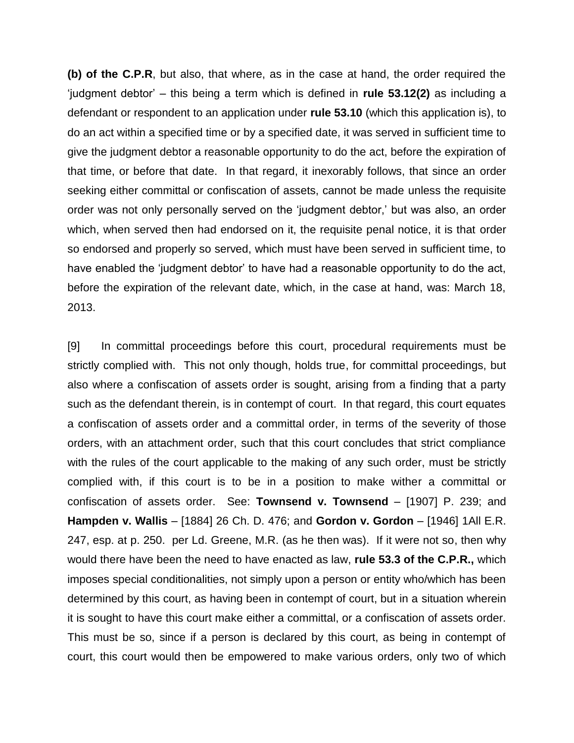**(b) of the C.P.R**, but also, that where, as in the case at hand, the order required the 'judgment debtor' – this being a term which is defined in **rule 53.12(2)** as including a defendant or respondent to an application under **rule 53.10** (which this application is), to do an act within a specified time or by a specified date, it was served in sufficient time to give the judgment debtor a reasonable opportunity to do the act, before the expiration of that time, or before that date. In that regard, it inexorably follows, that since an order seeking either committal or confiscation of assets, cannot be made unless the requisite order was not only personally served on the 'judgment debtor,' but was also, an order which, when served then had endorsed on it, the requisite penal notice, it is that order so endorsed and properly so served, which must have been served in sufficient time, to have enabled the 'judgment debtor' to have had a reasonable opportunity to do the act, before the expiration of the relevant date, which, in the case at hand, was: March 18, 2013.

[9] In committal proceedings before this court, procedural requirements must be strictly complied with. This not only though, holds true, for committal proceedings, but also where a confiscation of assets order is sought, arising from a finding that a party such as the defendant therein, is in contempt of court. In that regard, this court equates a confiscation of assets order and a committal order, in terms of the severity of those orders, with an attachment order, such that this court concludes that strict compliance with the rules of the court applicable to the making of any such order, must be strictly complied with, if this court is to be in a position to make wither a committal or confiscation of assets order. See: **Townsend v. Townsend** – [1907] P. 239; and **Hampden v. Wallis** – [1884] 26 Ch. D. 476; and **Gordon v. Gordon** – [1946] 1All E.R. 247, esp. at p. 250. per Ld. Greene, M.R. (as he then was). If it were not so, then why would there have been the need to have enacted as law, **rule 53.3 of the C.P.R.,** which imposes special conditionalities, not simply upon a person or entity who/which has been determined by this court, as having been in contempt of court, but in a situation wherein it is sought to have this court make either a committal, or a confiscation of assets order. This must be so, since if a person is declared by this court, as being in contempt of court, this court would then be empowered to make various orders, only two of which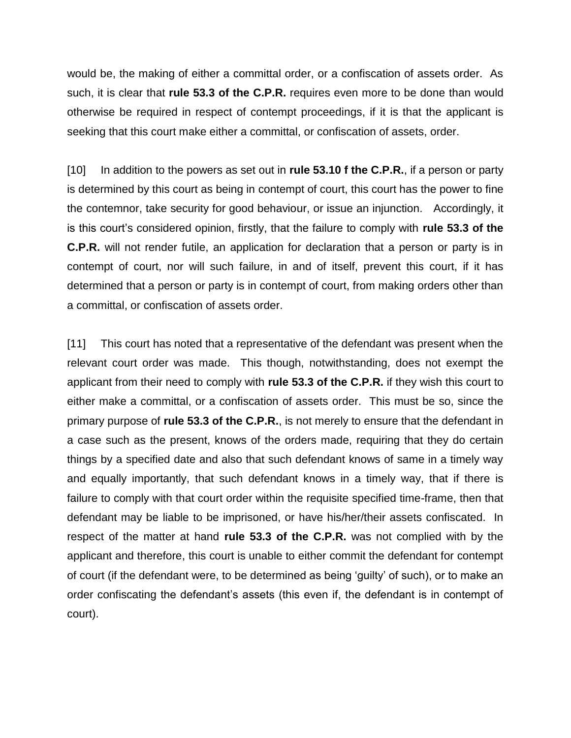would be, the making of either a committal order, or a confiscation of assets order. As such, it is clear that **rule 53.3 of the C.P.R.** requires even more to be done than would otherwise be required in respect of contempt proceedings, if it is that the applicant is seeking that this court make either a committal, or confiscation of assets, order.

[10] In addition to the powers as set out in **rule 53.10 f the C.P.R.**, if a person or party is determined by this court as being in contempt of court, this court has the power to fine the contemnor, take security for good behaviour, or issue an injunction. Accordingly, it is this court's considered opinion, firstly, that the failure to comply with **rule 53.3 of the C.P.R.** will not render futile, an application for declaration that a person or party is in contempt of court, nor will such failure, in and of itself, prevent this court, if it has determined that a person or party is in contempt of court, from making orders other than a committal, or confiscation of assets order.

[11] This court has noted that a representative of the defendant was present when the relevant court order was made. This though, notwithstanding, does not exempt the applicant from their need to comply with **rule 53.3 of the C.P.R.** if they wish this court to either make a committal, or a confiscation of assets order. This must be so, since the primary purpose of **rule 53.3 of the C.P.R.**, is not merely to ensure that the defendant in a case such as the present, knows of the orders made, requiring that they do certain things by a specified date and also that such defendant knows of same in a timely way and equally importantly, that such defendant knows in a timely way, that if there is failure to comply with that court order within the requisite specified time-frame, then that defendant may be liable to be imprisoned, or have his/her/their assets confiscated. In respect of the matter at hand **rule 53.3 of the C.P.R.** was not complied with by the applicant and therefore, this court is unable to either commit the defendant for contempt of court (if the defendant were, to be determined as being 'guilty' of such), or to make an order confiscating the defendant's assets (this even if, the defendant is in contempt of court).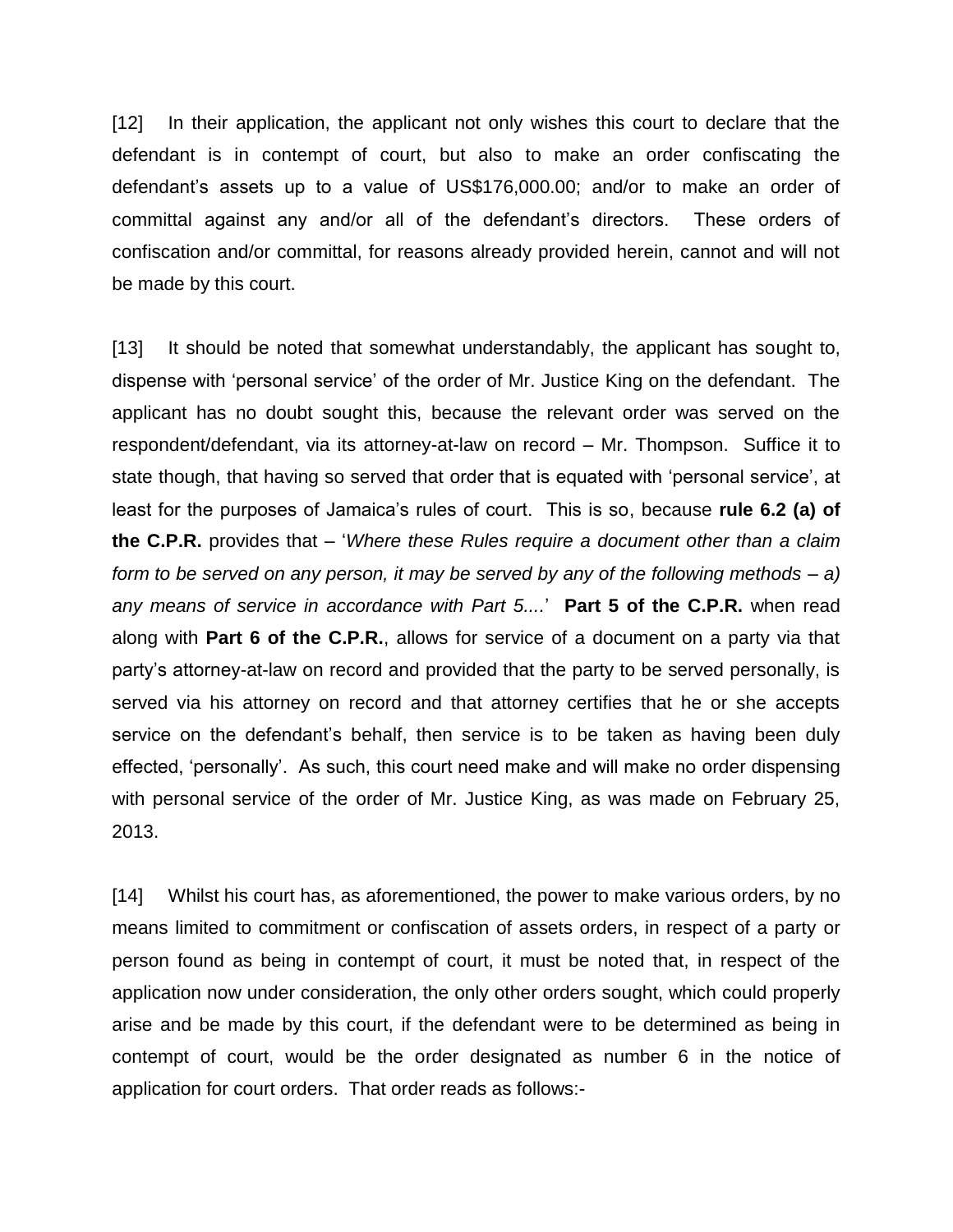[12] In their application, the applicant not only wishes this court to declare that the defendant is in contempt of court, but also to make an order confiscating the defendant's assets up to a value of US$176,000.00; and/or to make an order of committal against any and/or all of the defendant's directors. These orders of confiscation and/or committal, for reasons already provided herein, cannot and will not be made by this court.

[13] It should be noted that somewhat understandably, the applicant has sought to, dispense with 'personal service' of the order of Mr. Justice King on the defendant. The applicant has no doubt sought this, because the relevant order was served on the respondent/defendant, via its attorney-at-law on record – Mr. Thompson. Suffice it to state though, that having so served that order that is equated with 'personal service', at least for the purposes of Jamaica's rules of court. This is so, because **rule 6.2 (a) of the C.P.R.** provides that – '*Where these Rules require a document other than a claim form to be served on any person, it may be served by any of the following methods – a) any means of service in accordance with Part 5....*' **Part 5 of the C.P.R.** when read along with **Part 6 of the C.P.R.**, allows for service of a document on a party via that party's attorney-at-law on record and provided that the party to be served personally, is served via his attorney on record and that attorney certifies that he or she accepts service on the defendant's behalf, then service is to be taken as having been duly effected, 'personally'. As such, this court need make and will make no order dispensing with personal service of the order of Mr. Justice King, as was made on February 25, 2013.

[14] Whilst his court has, as aforementioned, the power to make various orders, by no means limited to commitment or confiscation of assets orders, in respect of a party or person found as being in contempt of court, it must be noted that, in respect of the application now under consideration, the only other orders sought, which could properly arise and be made by this court, if the defendant were to be determined as being in contempt of court, would be the order designated as number 6 in the notice of application for court orders. That order reads as follows:-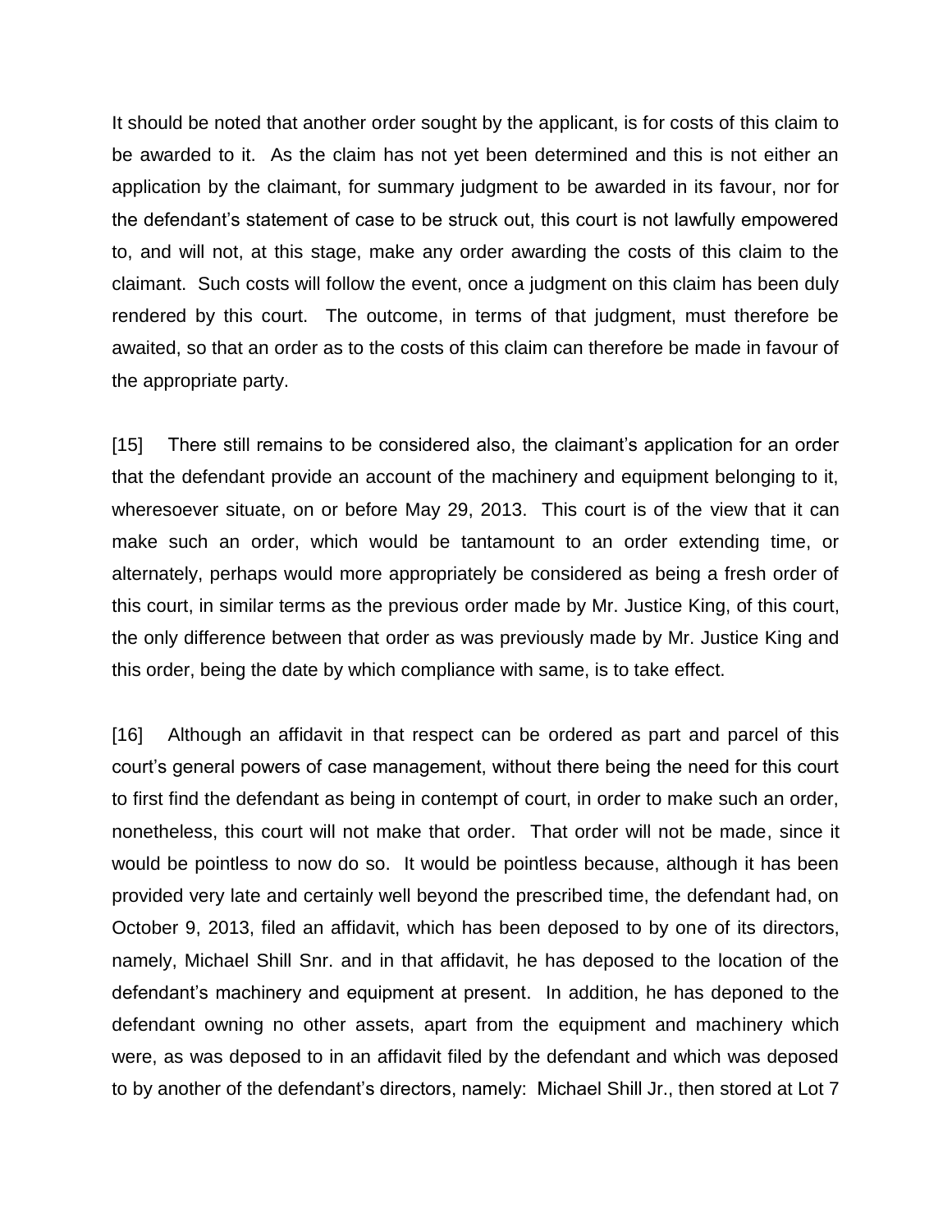It should be noted that another order sought by the applicant, is for costs of this claim to be awarded to it. As the claim has not yet been determined and this is not either an application by the claimant, for summary judgment to be awarded in its favour, nor for the defendant's statement of case to be struck out, this court is not lawfully empowered to, and will not, at this stage, make any order awarding the costs of this claim to the claimant. Such costs will follow the event, once a judgment on this claim has been duly rendered by this court. The outcome, in terms of that judgment, must therefore be awaited, so that an order as to the costs of this claim can therefore be made in favour of the appropriate party.

[15] There still remains to be considered also, the claimant's application for an order that the defendant provide an account of the machinery and equipment belonging to it, wheresoever situate, on or before May 29, 2013. This court is of the view that it can make such an order, which would be tantamount to an order extending time, or alternately, perhaps would more appropriately be considered as being a fresh order of this court, in similar terms as the previous order made by Mr. Justice King, of this court, the only difference between that order as was previously made by Mr. Justice King and this order, being the date by which compliance with same, is to take effect.

[16] Although an affidavit in that respect can be ordered as part and parcel of this court's general powers of case management, without there being the need for this court to first find the defendant as being in contempt of court, in order to make such an order, nonetheless, this court will not make that order. That order will not be made, since it would be pointless to now do so. It would be pointless because, although it has been provided very late and certainly well beyond the prescribed time, the defendant had, on October 9, 2013, filed an affidavit, which has been deposed to by one of its directors, namely, Michael Shill Snr. and in that affidavit, he has deposed to the location of the defendant's machinery and equipment at present. In addition, he has deponed to the defendant owning no other assets, apart from the equipment and machinery which were, as was deposed to in an affidavit filed by the defendant and which was deposed to by another of the defendant's directors, namely: Michael Shill Jr., then stored at Lot 7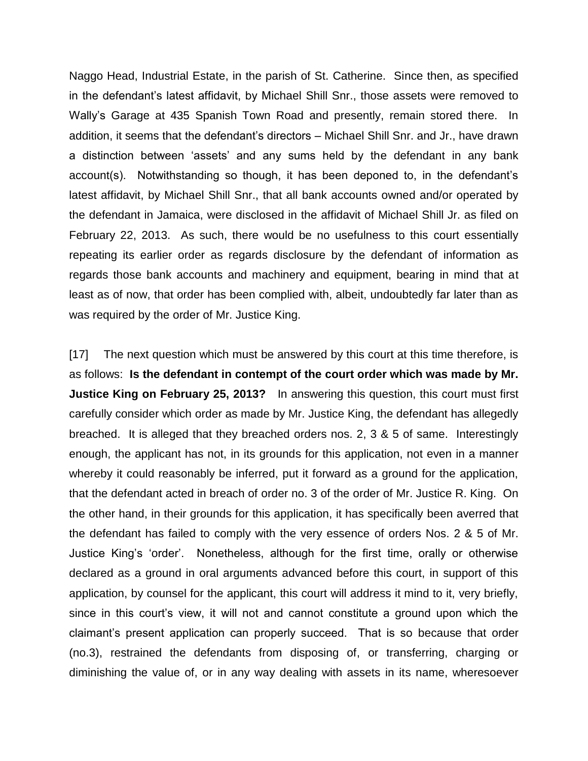Naggo Head, Industrial Estate, in the parish of St. Catherine. Since then, as specified in the defendant's latest affidavit, by Michael Shill Snr., those assets were removed to Wally's Garage at 435 Spanish Town Road and presently, remain stored there. In addition, it seems that the defendant's directors – Michael Shill Snr. and Jr., have drawn a distinction between 'assets' and any sums held by the defendant in any bank account(s). Notwithstanding so though, it has been deponed to, in the defendant's latest affidavit, by Michael Shill Snr., that all bank accounts owned and/or operated by the defendant in Jamaica, were disclosed in the affidavit of Michael Shill Jr. as filed on February 22, 2013. As such, there would be no usefulness to this court essentially repeating its earlier order as regards disclosure by the defendant of information as regards those bank accounts and machinery and equipment, bearing in mind that at least as of now, that order has been complied with, albeit, undoubtedly far later than as was required by the order of Mr. Justice King.

[17] The next question which must be answered by this court at this time therefore, is as follows: **Is the defendant in contempt of the court order which was made by Mr. Justice King on February 25, 2013?** In answering this question, this court must first carefully consider which order as made by Mr. Justice King, the defendant has allegedly breached. It is alleged that they breached orders nos. 2, 3 & 5 of same. Interestingly enough, the applicant has not, in its grounds for this application, not even in a manner whereby it could reasonably be inferred, put it forward as a ground for the application, that the defendant acted in breach of order no. 3 of the order of Mr. Justice R. King. On the other hand, in their grounds for this application, it has specifically been averred that the defendant has failed to comply with the very essence of orders Nos. 2 & 5 of Mr. Justice King's 'order'. Nonetheless, although for the first time, orally or otherwise declared as a ground in oral arguments advanced before this court, in support of this application, by counsel for the applicant, this court will address it mind to it, very briefly, since in this court's view, it will not and cannot constitute a ground upon which the claimant's present application can properly succeed. That is so because that order (no.3), restrained the defendants from disposing of, or transferring, charging or diminishing the value of, or in any way dealing with assets in its name, wheresoever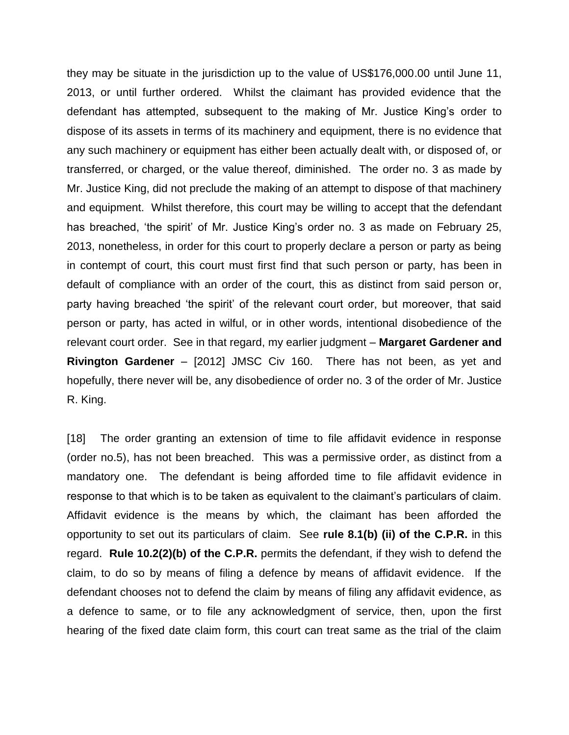they may be situate in the jurisdiction up to the value of US$176,000.00 until June 11, 2013, or until further ordered. Whilst the claimant has provided evidence that the defendant has attempted, subsequent to the making of Mr. Justice King's order to dispose of its assets in terms of its machinery and equipment, there is no evidence that any such machinery or equipment has either been actually dealt with, or disposed of, or transferred, or charged, or the value thereof, diminished. The order no. 3 as made by Mr. Justice King, did not preclude the making of an attempt to dispose of that machinery and equipment. Whilst therefore, this court may be willing to accept that the defendant has breached, 'the spirit' of Mr. Justice King's order no. 3 as made on February 25, 2013, nonetheless, in order for this court to properly declare a person or party as being in contempt of court, this court must first find that such person or party, has been in default of compliance with an order of the court, this as distinct from said person or, party having breached 'the spirit' of the relevant court order, but moreover, that said person or party, has acted in wilful, or in other words, intentional disobedience of the relevant court order. See in that regard, my earlier judgment – **Margaret Gardener and Rivington Gardener** – [2012] JMSC Civ 160. There has not been, as yet and hopefully, there never will be, any disobedience of order no. 3 of the order of Mr. Justice R. King.

[18] The order granting an extension of time to file affidavit evidence in response (order no.5), has not been breached. This was a permissive order, as distinct from a mandatory one. The defendant is being afforded time to file affidavit evidence in response to that which is to be taken as equivalent to the claimant's particulars of claim. Affidavit evidence is the means by which, the claimant has been afforded the opportunity to set out its particulars of claim. See **rule 8.1(b) (ii) of the C.P.R.** in this regard. **Rule 10.2(2)(b) of the C.P.R.** permits the defendant, if they wish to defend the claim, to do so by means of filing a defence by means of affidavit evidence. If the defendant chooses not to defend the claim by means of filing any affidavit evidence, as a defence to same, or to file any acknowledgment of service, then, upon the first hearing of the fixed date claim form, this court can treat same as the trial of the claim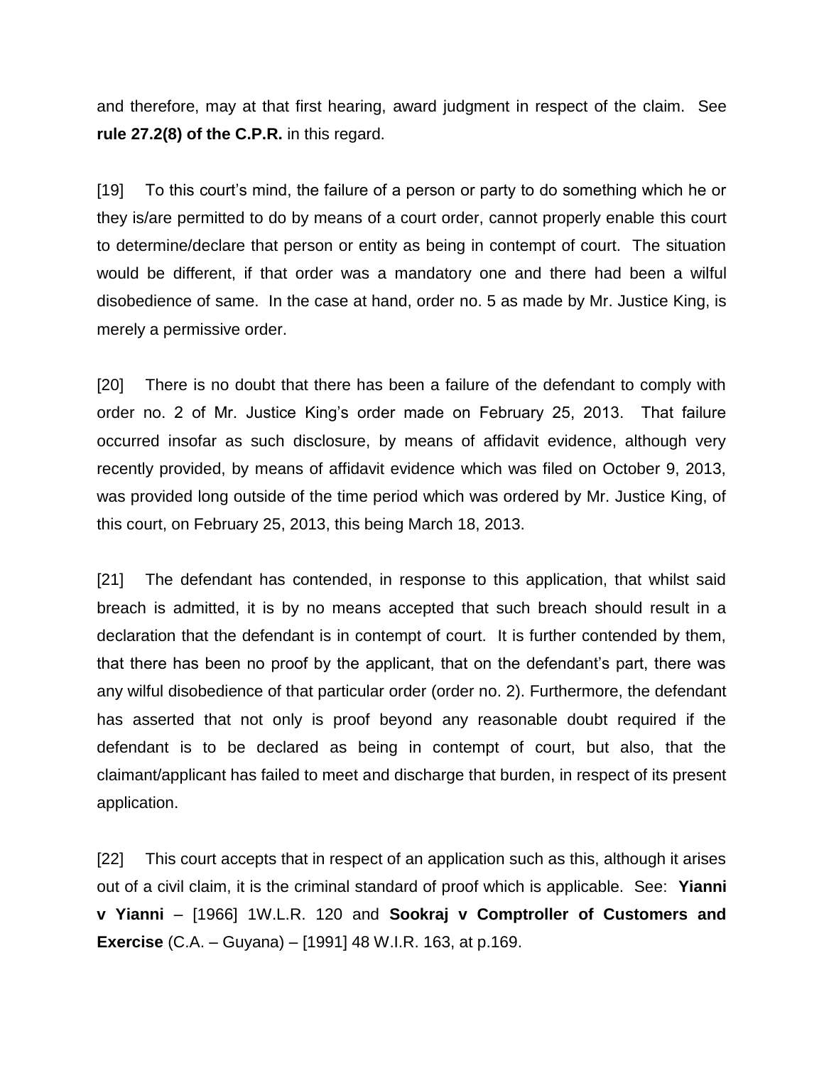and therefore, may at that first hearing, award judgment in respect of the claim. See **rule 27.2(8) of the C.P.R.** in this regard.

[19] To this court's mind, the failure of a person or party to do something which he or they is/are permitted to do by means of a court order, cannot properly enable this court to determine/declare that person or entity as being in contempt of court. The situation would be different, if that order was a mandatory one and there had been a wilful disobedience of same. In the case at hand, order no. 5 as made by Mr. Justice King, is merely a permissive order.

[20] There is no doubt that there has been a failure of the defendant to comply with order no. 2 of Mr. Justice King's order made on February 25, 2013. That failure occurred insofar as such disclosure, by means of affidavit evidence, although very recently provided, by means of affidavit evidence which was filed on October 9, 2013, was provided long outside of the time period which was ordered by Mr. Justice King, of this court, on February 25, 2013, this being March 18, 2013.

[21] The defendant has contended, in response to this application, that whilst said breach is admitted, it is by no means accepted that such breach should result in a declaration that the defendant is in contempt of court. It is further contended by them, that there has been no proof by the applicant, that on the defendant's part, there was any wilful disobedience of that particular order (order no. 2). Furthermore, the defendant has asserted that not only is proof beyond any reasonable doubt required if the defendant is to be declared as being in contempt of court, but also, that the claimant/applicant has failed to meet and discharge that burden, in respect of its present application.

[22] This court accepts that in respect of an application such as this, although it arises out of a civil claim, it is the criminal standard of proof which is applicable. See: **Yianni v Yianni** – [1966] 1W.L.R. 120 and **Sookraj v Comptroller of Customers and Exercise** (C.A. – Guyana) – [1991] 48 W.I.R. 163, at p.169.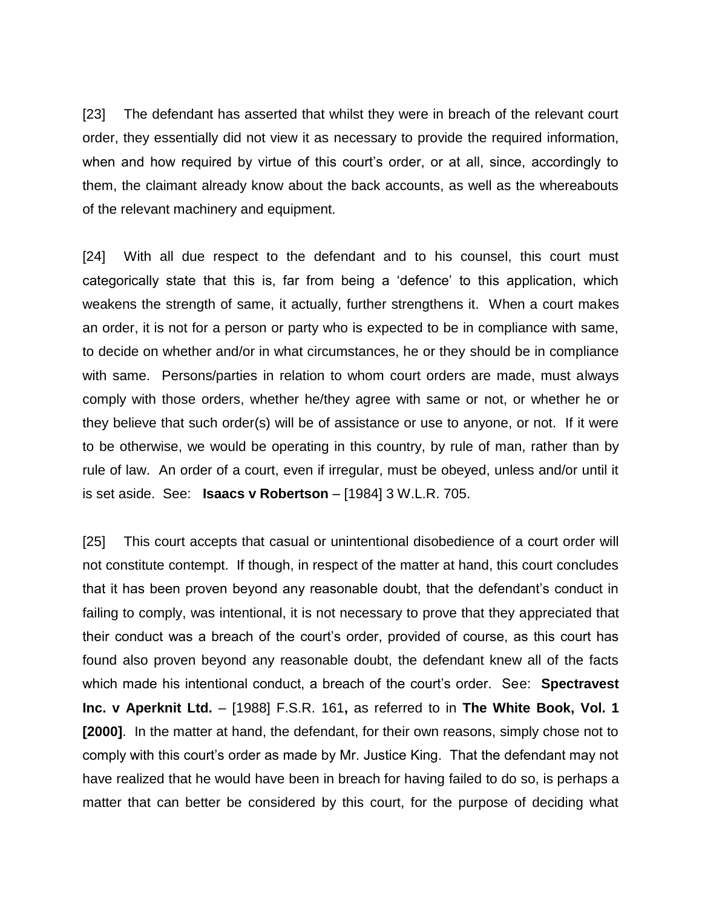[23] The defendant has asserted that whilst they were in breach of the relevant court order, they essentially did not view it as necessary to provide the required information, when and how required by virtue of this court's order, or at all, since, accordingly to them, the claimant already know about the back accounts, as well as the whereabouts of the relevant machinery and equipment.

[24] With all due respect to the defendant and to his counsel, this court must categorically state that this is, far from being a 'defence' to this application, which weakens the strength of same, it actually, further strengthens it. When a court makes an order, it is not for a person or party who is expected to be in compliance with same, to decide on whether and/or in what circumstances, he or they should be in compliance with same. Persons/parties in relation to whom court orders are made, must always comply with those orders, whether he/they agree with same or not, or whether he or they believe that such order(s) will be of assistance or use to anyone, or not. If it were to be otherwise, we would be operating in this country, by rule of man, rather than by rule of law. An order of a court, even if irregular, must be obeyed, unless and/or until it is set aside. See: **Isaacs v Robertson** – [1984] 3 W.L.R. 705.

[25] This court accepts that casual or unintentional disobedience of a court order will not constitute contempt. If though, in respect of the matter at hand, this court concludes that it has been proven beyond any reasonable doubt, that the defendant's conduct in failing to comply, was intentional, it is not necessary to prove that they appreciated that their conduct was a breach of the court's order, provided of course, as this court has found also proven beyond any reasonable doubt, the defendant knew all of the facts which made his intentional conduct, a breach of the court's order. See: **Spectravest Inc. v Aperknit Ltd.** – [1988] F.S.R. 161**,** as referred to in **The White Book, Vol. 1 [2000]**. In the matter at hand, the defendant, for their own reasons, simply chose not to comply with this court's order as made by Mr. Justice King. That the defendant may not have realized that he would have been in breach for having failed to do so, is perhaps a matter that can better be considered by this court, for the purpose of deciding what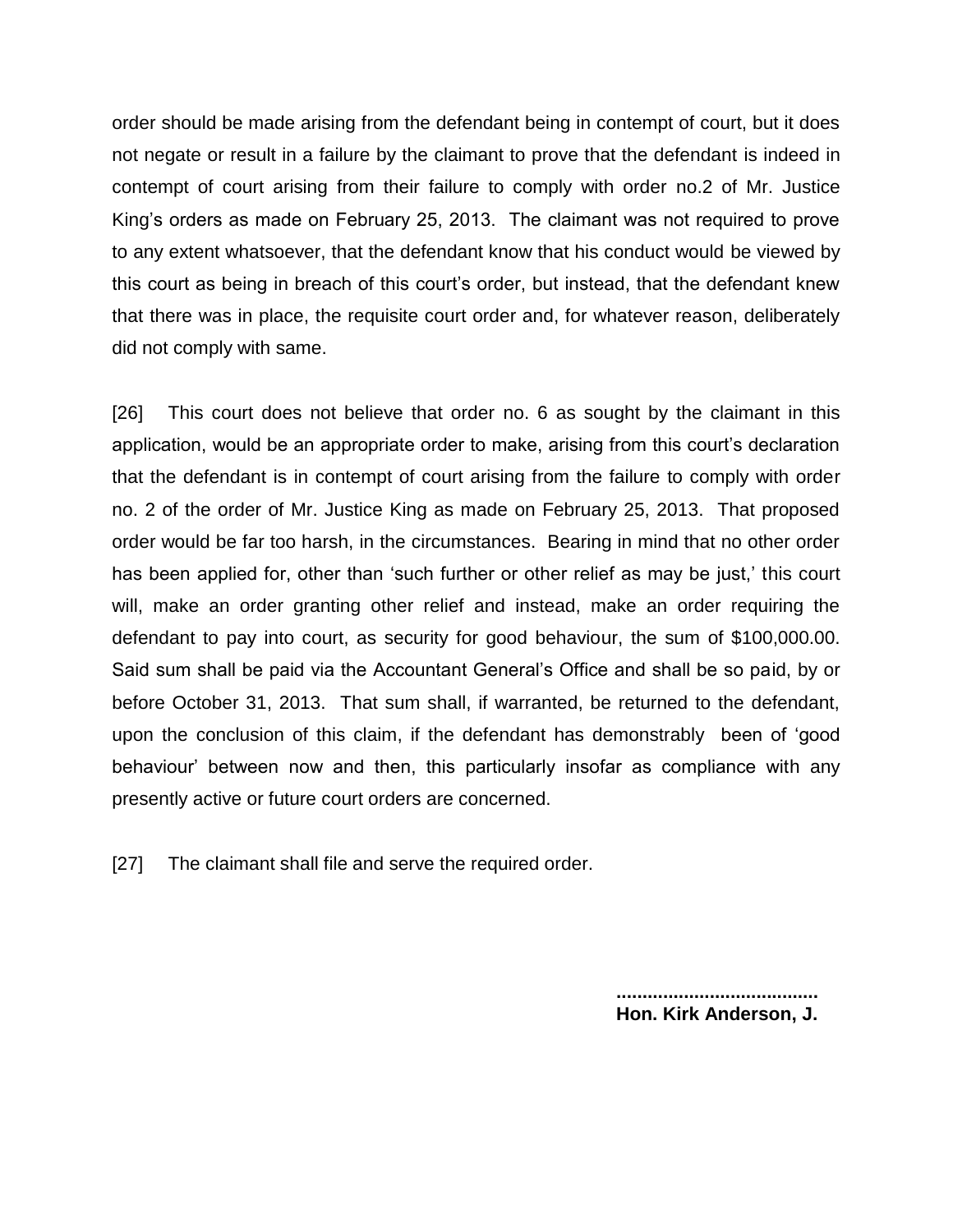order should be made arising from the defendant being in contempt of court, but it does not negate or result in a failure by the claimant to prove that the defendant is indeed in contempt of court arising from their failure to comply with order no.2 of Mr. Justice King's orders as made on February 25, 2013. The claimant was not required to prove to any extent whatsoever, that the defendant know that his conduct would be viewed by this court as being in breach of this court's order, but instead, that the defendant knew that there was in place, the requisite court order and, for whatever reason, deliberately did not comply with same.

[26] This court does not believe that order no. 6 as sought by the claimant in this application, would be an appropriate order to make, arising from this court's declaration that the defendant is in contempt of court arising from the failure to comply with order no. 2 of the order of Mr. Justice King as made on February 25, 2013. That proposed order would be far too harsh, in the circumstances. Bearing in mind that no other order has been applied for, other than 'such further or other relief as may be just,' this court will, make an order granting other relief and instead, make an order requiring the defendant to pay into court, as security for good behaviour, the sum of $100,000.00. Said sum shall be paid via the Accountant General's Office and shall be so paid, by or before October 31, 2013. That sum shall, if warranted, be returned to the defendant, upon the conclusion of this claim, if the defendant has demonstrably been of 'good behaviour' between now and then, this particularly insofar as compliance with any presently active or future court orders are concerned.

[27] The claimant shall file and serve the required order.

......................................

**Hon. Kirk Anderson, J.**